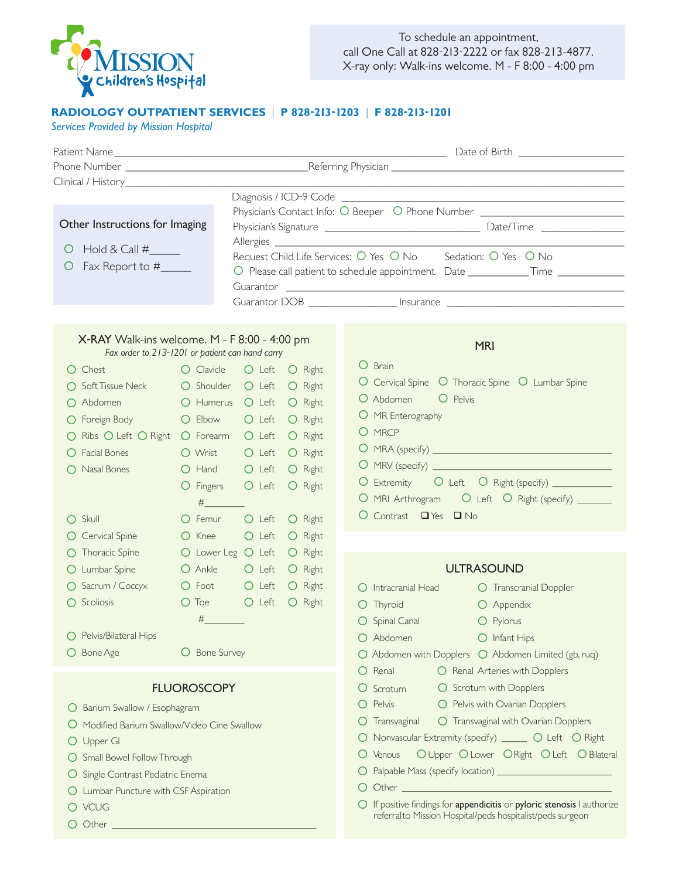**MISSION Children's Hospital**

To schedule an appointment, call One Call at 828-213-2222 or fax 828-213-4877.
X-ray only: Walk-ins welcome. M - F 8:00 - 4:00 pm

## RADIOLOGY OUTPATIENT SERVICES | P 828-213-1203 | F 828-213-1201

*Services Provided by Mission Hospital*

Patient Name_______________________________ Date of Birth ______________

Phone Number ______________________ Referring Physician ______________________

Clinical / History_________________________________________________

**Other Instructions for Imaging**

- ○ Hold & Call #_____
- ○ Fax Report to #_____

Diagnosis / ICD-9 Code ______________________________

Physician's Contact Info: ○ Beeper ○ Phone Number ______________

Physician's Signature ____________________ Date/Time ____________

Allergies ______________________________

Request Child Life Services: ○ Yes ○ No   Sedation: ○ Yes ○ No

○ Please call patient to schedule appointment. Date __________ Time __________

Guarantor ______________________________

Guarantor DOB ______________ Insurance ______________________

## X-RAY Walk-ins welcome. M - F 8:00 - 4:00 pm

*Fax order to 213-1201 or patient can hand carry*

| | | | |
|---|---|---|---|
| ○ Chest | ○ Clavicle | ○ Left | ○ Right |
| ○ Soft Tissue Neck | ○ Shoulder | ○ Left | ○ Right |
| ○ Abdomen | ○ Humerus | ○ Left | ○ Right |
| ○ Foreign Body | ○ Elbow | ○ Left | ○ Right |
| ○ Ribs ○ Left ○ Right | ○ Forearm | ○ Left | ○ Right |
| ○ Facial Bones | ○ Wrist | ○ Left | ○ Right |
| ○ Nasal Bones | ○ Hand | ○ Left | ○ Right |
| | ○ Fingers #________ | ○ Left | ○ Right |
| ○ Skull | ○ Femur | ○ Left | ○ Right |
| ○ Cervical Spine | ○ Knee | ○ Left | ○ Right |
| ○ Thoracic Spine | ○ Lower Leg | ○ Left | ○ Right |
| ○ Lumbar Spine | ○ Ankle | ○ Left | ○ Right |
| ○ Sacrum / Coccyx | ○ Foot | ○ Left | ○ Right |
| ○ Scoliosis | ○ Toe #________ | ○ Left | ○ Right |
| ○ Pelvis/Bilateral Hips | | | |
| ○ Bone Age | ○ Bone Survey | | |

## FLUOROSCOPY

- ○ Barium Swallow / Esophagram
- ○ Modified Barium Swallow/Video Cine Swallow
- ○ Upper GI
- ○ Small Bowel Follow Through
- ○ Single Contrast Pediatric Enema
- ○ Lumbar Puncture with CSF Aspiration
- ○ VCUG
- ○ Other ______________________________

## MRI

- ○ Brain
- ○ Cervical Spine ○ Thoracic Spine ○ Lumbar Spine
- ○ Abdomen ○ Pelvis
- ○ MR Enterography
- ○ MRCP
- ○ MRA (specify) ______________________
- ○ MRV (specify) ______________________
- ○ Extremity ○ Left ○ Right (specify) __________
- ○ MRI Arthrogram ○ Left ○ Right (specify) ______
- ○ Contrast ❑ Yes ❑ No

## ULTRASOUND

- ○ Intracranial Head ○ Transcranial Doppler
- ○ Thyroid ○ Appendix
- ○ Spinal Canal ○ Pylorus
- ○ Abdomen ○ Infant Hips
- ○ Abdomen with Dopplers ○ Abdomen Limited (gb, ruq)
- ○ Renal ○ Renal Arteries with Dopplers
- ○ Scrotum ○ Scrotum with Dopplers
- ○ Pelvis ○ Pelvis with Ovarian Dopplers
- ○ Transvaginal ○ Transvaginal with Ovarian Dopplers
- ○ Nonvascular Extremity (specify) _____ ○ Left ○ Right
- ○ Venous ○ Upper ○ Lower ○ Right ○ Left ○ Bilateral
- ○ Palpable Mass (specify location) ______________________
- ○ Other ______________________________
- ○ If positive findings for **appendicitis** or **pyloric stenosis** I authorize referral to Mission Hospital/peds hospitalist/peds surgeon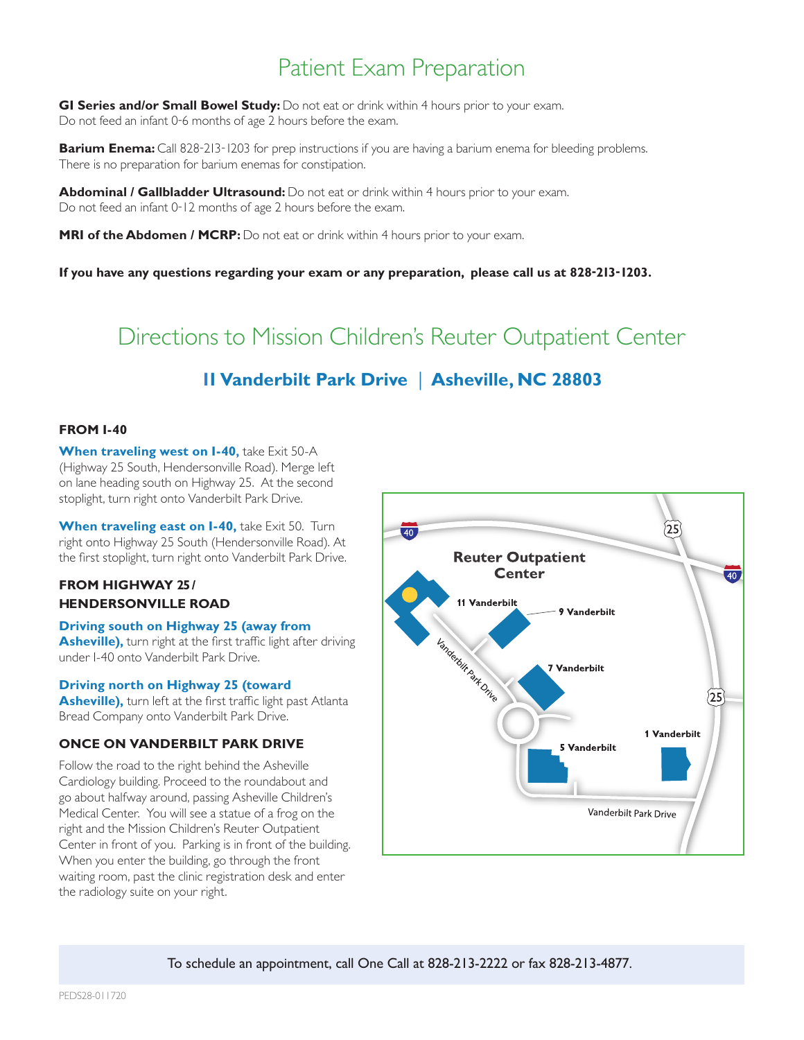# Patient Exam Preparation

**GI Series and/or Small Bowel Study:** Do not eat or drink within 4 hours prior to your exam. Do not feed an infant 0-6 months of age 2 hours before the exam.

**Barium Enema:** Call 828-213-1203 for prep instructions if you are having a barium enema for bleeding problems. There is no preparation for barium enemas for constipation.

**Abdominal / Gallbladder Ultrasound:** Do not eat or drink within 4 hours prior to your exam. Do not feed an infant 0-12 months of age 2 hours before the exam.

**MRI of the Abdomen / MCRP:** Do not eat or drink within 4 hours prior to your exam.

**If you have any questions regarding your exam or any preparation, please call us at 828-213-1203.**

# Directions to Mission Children's Reuter Outpatient Center

## 11 Vanderbilt Park Drive | Asheville, NC 28803

### FROM I-40

**When traveling west on I-40,** take Exit 50-A (Highway 25 South, Hendersonville Road). Merge left on lane heading south on Highway 25. At the second stoplight, turn right onto Vanderbilt Park Drive.

**When traveling east on I-40,** take Exit 50. Turn right onto Highway 25 South (Hendersonville Road). At the first stoplight, turn right onto Vanderbilt Park Drive.

### FROM HIGHWAY 25 / HENDERSONVILLE ROAD

**Driving south on Highway 25 (away from Asheville),** turn right at the first traffic light after driving under I-40 onto Vanderbilt Park Drive.

**Driving north on Highway 25 (toward Asheville),** turn left at the first traffic light past Atlanta Bread Company onto Vanderbilt Park Drive.

### ONCE ON VANDERBILT PARK DRIVE

Follow the road to the right behind the Asheville Cardiology building. Proceed to the roundabout and go about halfway around, passing Asheville Children's Medical Center. You will see a statue of a frog on the right and the Mission Children's Reuter Outpatient Center in front of you. Parking is in front of the building. When you enter the building, go through the front waiting room, past the clinic registration desk and enter the radiology suite on your right.

40
25
40
Reuter Outpatient Center
11 Vanderbilt
9 Vanderbilt
Vanderbilt Park Drive
7 Vanderbilt
25
1 Vanderbilt
5 Vanderbilt
Vanderbilt Park Drive

To schedule an appointment, call One Call at 828-213-2222 or fax 828-213-4877.

PEDS28-011720